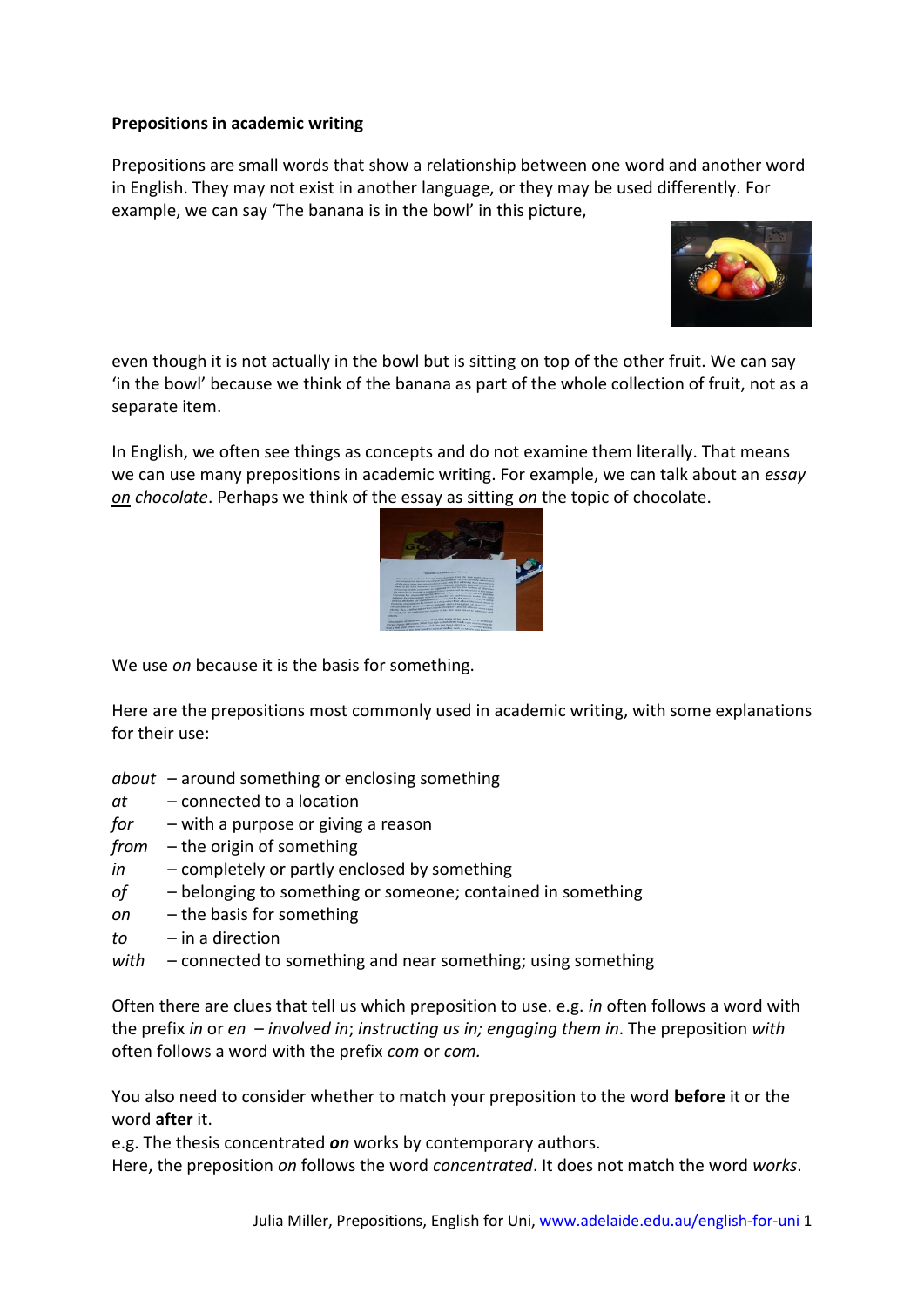**Prepositions in academic writing**

Prepositions are small words that show a relationship between one word and another word in English. They may not exist in another language, or they may be used differently. For example, we can say 'The banana is in the bowl' in this picture,

even though it is not actually in the bowl but is sitting on top of the other fruit. We can say 'in the bowl' because we think of the banana as part of the whole collection of fruit, not as a separate item.

In English, we often see things as concepts and do not examine them literally. That means we can use many prepositions in academic writing. For example, we can talk about an *essay* *on* *chocolate*. Perhaps we think of the essay as sitting *on* the topic of chocolate.

We use *on* because it is the basis for something.

Here are the prepositions most commonly used in academic writing, with some explanations for their use:

- *about* – around something or enclosing something
- *at* – connected to a location
- *for* – with a purpose or giving a reason
- *from* – the origin of something
- *in* – completely or partly enclosed by something
- *of* – belonging to something or someone; contained in something
- *on* – the basis for something
- *to* – in a direction
- *with* – connected to something and near something; using something

Often there are clues that tell us which preposition to use. e.g. *in* often follows a word with the prefix *in* or *en* – *involved in*; *instructing us in; engaging them in*. The preposition *with* often follows a word with the prefix *com* or *com.*

You also need to consider whether to match your preposition to the word **before** it or the word **after** it.

e.g. The thesis concentrated ***on*** works by contemporary authors.

Here, the preposition *on* follows the word *concentrated*. It does not match the word *works*.

Julia Miller, Prepositions, English for Uni, www.adelaide.edu.au/english-for-uni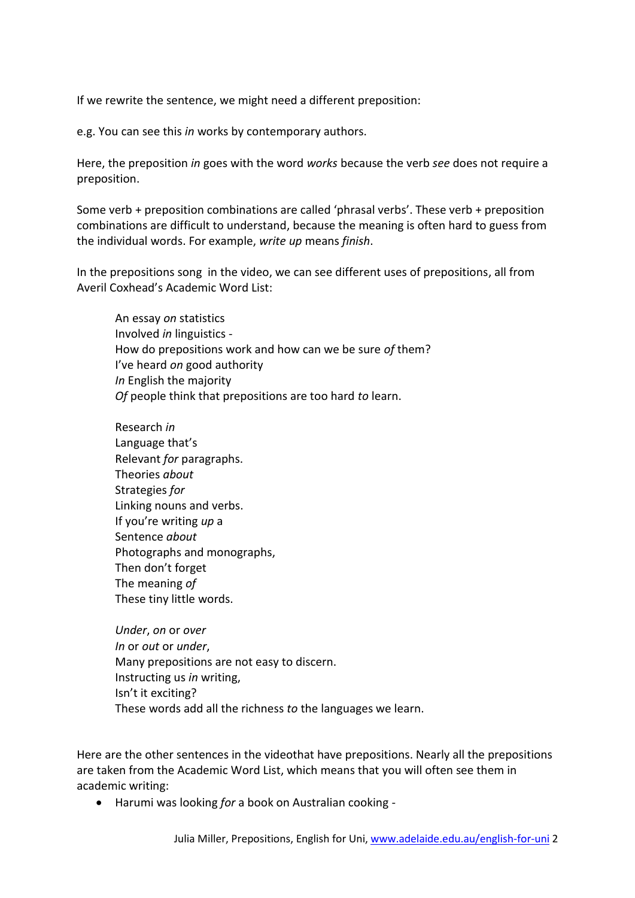If we rewrite the sentence, we might need a different preposition:

e.g. You can see this *in* works by contemporary authors.

Here, the preposition *in* goes with the word *works* because the verb *see* does not require a preposition.

Some verb + preposition combinations are called 'phrasal verbs'. These verb + preposition combinations are difficult to understand, because the meaning is often hard to guess from the individual words. For example, *write up* means *finish*.

In the prepositions song in the video, we can see different uses of prepositions, all from Averil Coxhead's Academic Word List:

> An essay *on* statistics
> Involved *in* linguistics -
> How do prepositions work and how can we be sure *of* them?
> I've heard *on* good authority
> *In* English the majority
> *Of* people think that prepositions are too hard *to* learn.
>
> Research *in*
> Language that's
> Relevant *for* paragraphs.
> Theories *about*
> Strategies *for*
> Linking nouns and verbs.
> If you're writing *up* a
> Sentence *about*
> Photographs and monographs,
> Then don't forget
> The meaning *of*
> These tiny little words.
>
> *Under*, *on* or *over*
> *In* or *out* or *under*,
> Many prepositions are not easy to discern.
> Instructing us *in* writing,
> Isn't it exciting?
> These words add all the richness *to* the languages we learn.

Here are the other sentences in the videothat have prepositions. Nearly all the prepositions are taken from the Academic Word List, which means that you will often see them in academic writing:

- Harumi was looking *for* a book on Australian cooking -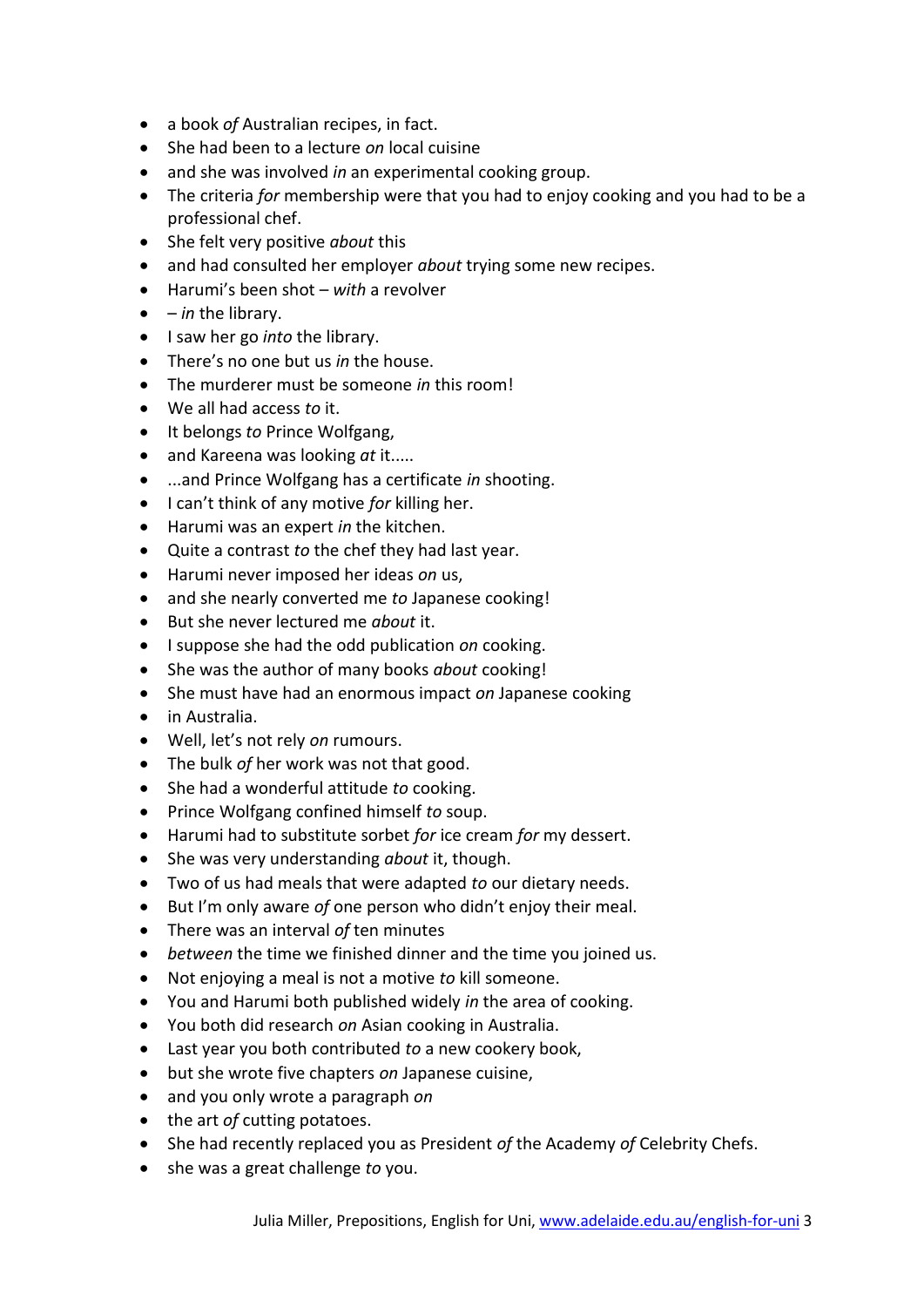- a book *of* Australian recipes, in fact.
- She had been to a lecture *on* local cuisine
- and she was involved *in* an experimental cooking group.
- The criteria *for* membership were that you had to enjoy cooking and you had to be a professional chef.
- She felt very positive *about* this
- and had consulted her employer *about* trying some new recipes.
- Harumi's been shot – *with* a revolver
- – *in* the library.
- I saw her go *into* the library.
- There's no one but us *in* the house.
- The murderer must be someone *in* this room!
- We all had access *to* it.
- It belongs *to* Prince Wolfgang,
- and Kareena was looking *at* it.....
- ...and Prince Wolfgang has a certificate *in* shooting.
- I can't think of any motive *for* killing her.
- Harumi was an expert *in* the kitchen.
- Quite a contrast *to* the chef they had last year.
- Harumi never imposed her ideas *on* us,
- and she nearly converted me *to* Japanese cooking!
- But she never lectured me *about* it.
- I suppose she had the odd publication *on* cooking.
- She was the author of many books *about* cooking!
- She must have had an enormous impact *on* Japanese cooking
- in Australia.
- Well, let's not rely *on* rumours.
- The bulk *of* her work was not that good.
- She had a wonderful attitude *to* cooking.
- Prince Wolfgang confined himself *to* soup.
- Harumi had to substitute sorbet *for* ice cream *for* my dessert.
- She was very understanding *about* it, though.
- Two of us had meals that were adapted *to* our dietary needs.
- But I'm only aware *of* one person who didn't enjoy their meal.
- There was an interval *of* ten minutes
- *between* the time we finished dinner and the time you joined us.
- Not enjoying a meal is not a motive *to* kill someone.
- You and Harumi both published widely *in* the area of cooking.
- You both did research *on* Asian cooking in Australia.
- Last year you both contributed *to* a new cookery book,
- but she wrote five chapters *on* Japanese cuisine,
- and you only wrote a paragraph *on*
- the art *of* cutting potatoes.
- She had recently replaced you as President *of* the Academy *of* Celebrity Chefs.
- she was a great challenge *to* you.

Julia Miller, Prepositions, English for Uni, www.adelaide.edu.au/english-for-uni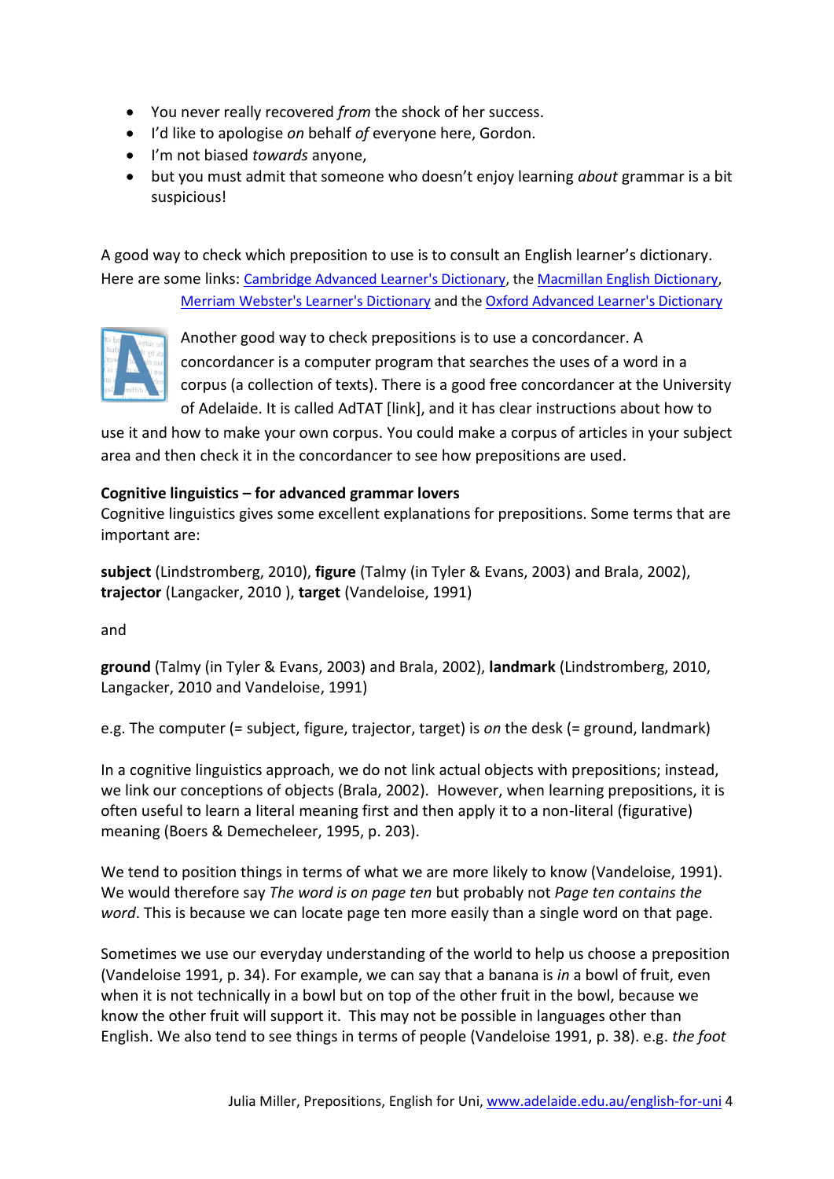- You never really recovered *from* the shock of her success.
- I'd like to apologise *on* behalf *of* everyone here, Gordon.
- I'm not biased *towards* anyone,
- but you must admit that someone who doesn't enjoy learning *about* grammar is a bit suspicious!

A good way to check which preposition to use is to consult an English learner's dictionary. Here are some links: [Cambridge Advanced Learner's Dictionary](), the [Macmillan English Dictionary](), [Merriam Webster's Learner's Dictionary]() and the [Oxford Advanced Learner's Dictionary]()

Another good way to check prepositions is to use a concordancer. A concordancer is a computer program that searches the uses of a word in a corpus (a collection of texts). There is a good free concordancer at the University of Adelaide. It is called AdTAT [link], and it has clear instructions about how to use it and how to make your own corpus. You could make a corpus of articles in your subject area and then check it in the concordancer to see how prepositions are used.

**Cognitive linguistics – for advanced grammar lovers**

Cognitive linguistics gives some excellent explanations for prepositions. Some terms that are important are:

**subject** (Lindstromberg, 2010), **figure** (Talmy (in Tyler & Evans, 2003) and Brala, 2002), **trajector** (Langacker, 2010 ), **target** (Vandeloise, 1991)

and

**ground** (Talmy (in Tyler & Evans, 2003) and Brala, 2002), **landmark** (Lindstromberg, 2010, Langacker, 2010 and Vandeloise, 1991)

e.g. The computer (= subject, figure, trajector, target) is *on* the desk (= ground, landmark)

In a cognitive linguistics approach, we do not link actual objects with prepositions; instead, we link our conceptions of objects (Brala, 2002). However, when learning prepositions, it is often useful to learn a literal meaning first and then apply it to a non-literal (figurative) meaning (Boers & Demecheleer, 1995, p. 203).

We tend to position things in terms of what we are more likely to know (Vandeloise, 1991). We would therefore say *The word is on page ten* but probably not *Page ten contains the word*. This is because we can locate page ten more easily than a single word on that page.

Sometimes we use our everyday understanding of the world to help us choose a preposition (Vandeloise 1991, p. 34). For example, we can say that a banana is *in* a bowl of fruit, even when it is not technically in a bowl but on top of the other fruit in the bowl, because we know the other fruit will support it. This may not be possible in languages other than English. We also tend to see things in terms of people (Vandeloise 1991, p. 38). e.g. *the foot*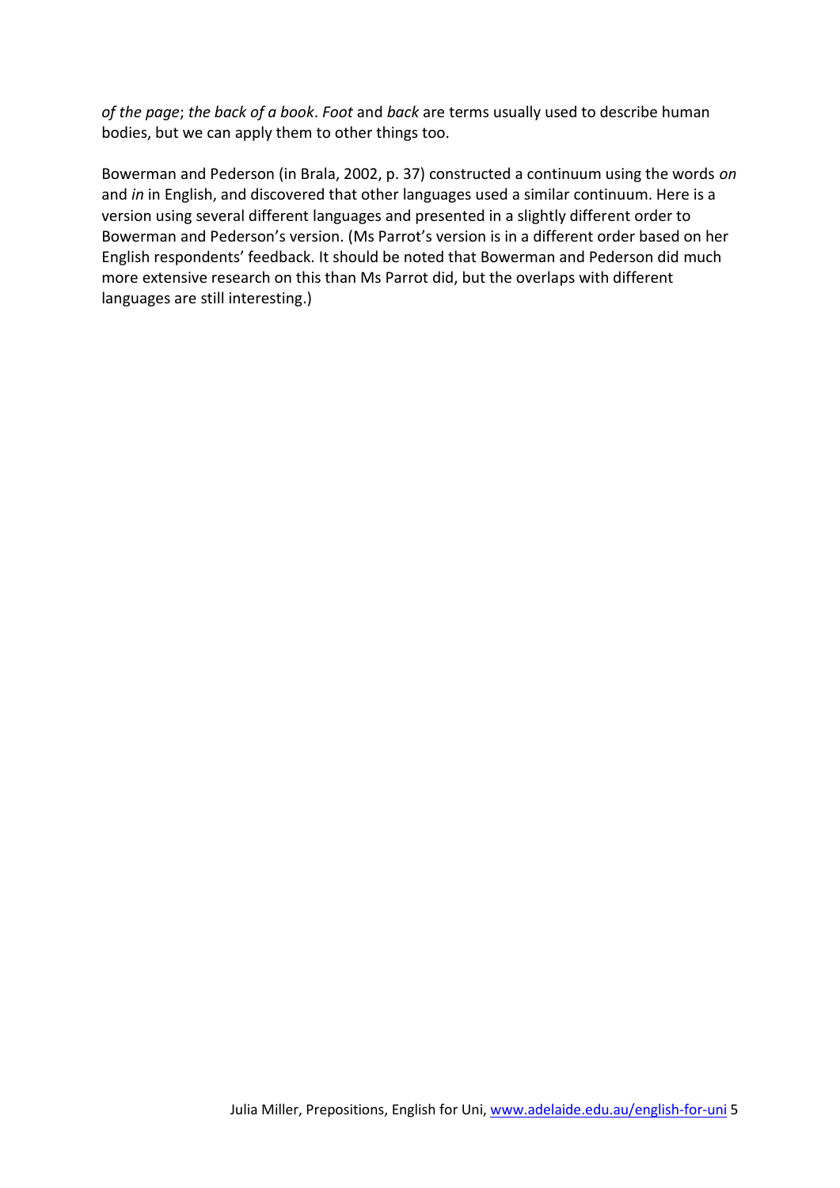*of the page*; *the back of a book*. *Foot* and *back* are terms usually used to describe human bodies, but we can apply them to other things too.

Bowerman and Pederson (in Brala, 2002, p. 37) constructed a continuum using the words *on* and *in* in English, and discovered that other languages used a similar continuum. Here is a version using several different languages and presented in a slightly different order to Bowerman and Pederson's version. (Ms Parrot's version is in a different order based on her English respondents' feedback. It should be noted that Bowerman and Pederson did much more extensive research on this than Ms Parrot did, but the overlaps with different languages are still interesting.)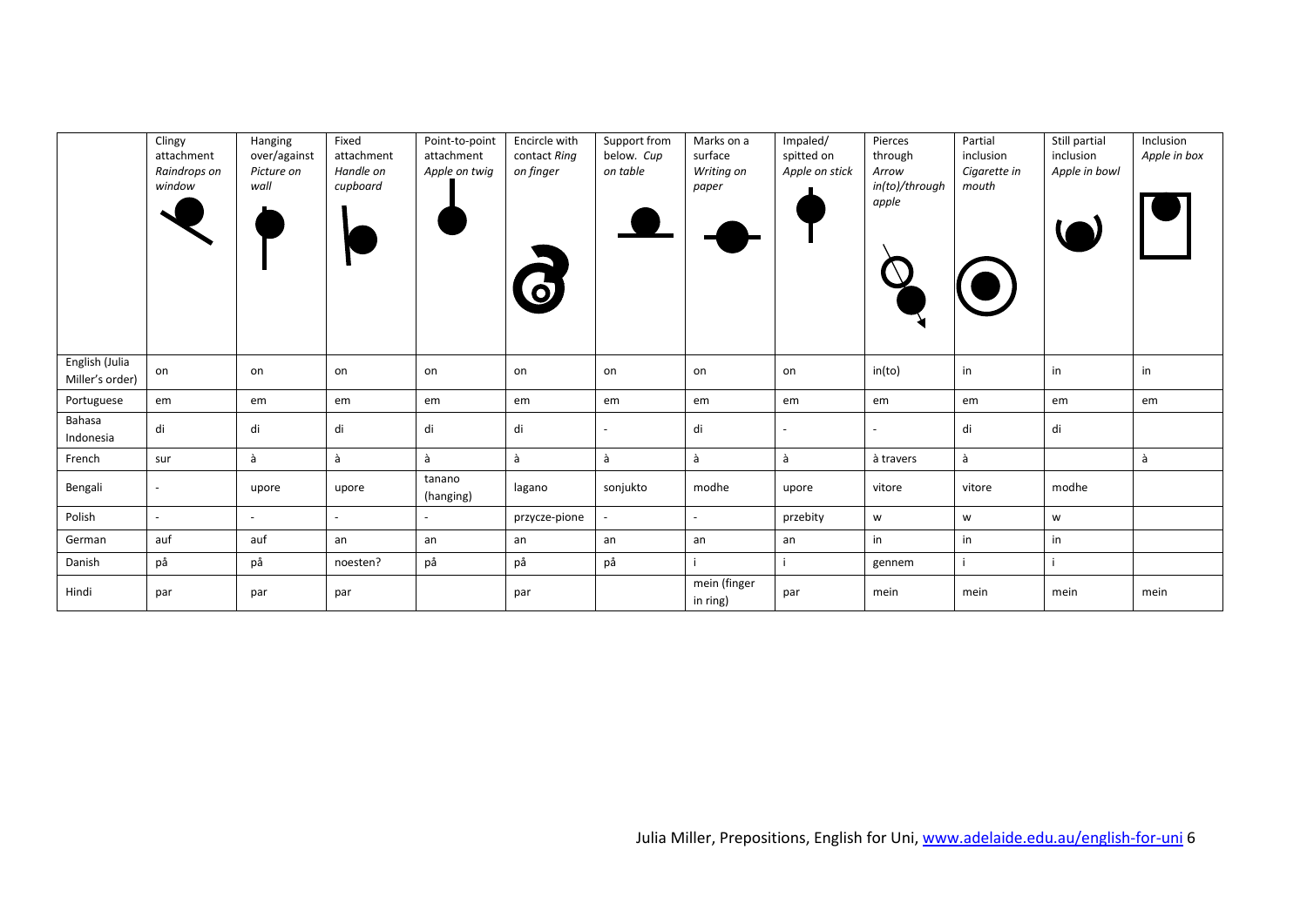| | Clingy attachment *Raindrops on window* | Hanging over/against *Picture on wall* | Fixed attachment *Handle on cupboard* | Point-to-point attachment *Apple on twig* | Encircle with contact *Ring on finger* | Support from below. *Cup on table* | Marks on a surface *Writing on paper* | Impaled/ spitted on *Apple on stick* | Pierces through *Arrow in(to)/through apple* | Partial inclusion *Cigarette in mouth* | Still partial inclusion *Apple in bowl* | Inclusion *Apple in box* |
|---|---|---|---|---|---|---|---|---|---|---|---|---|
| English (Julia Miller's order) | on | on | on | on | on | on | on | on | in(to) | in | in | in |
| Portuguese | em | em | em | em | em | em | em | em | em | em | em | em |
| Bahasa Indonesia | di | di | di | di | di | - | di | - | - | di | di | |
| French | sur | à | à | à | à | à | à | à | à travers | à | | à |
| Bengali | - | upore | upore | tanano (hanging) | lagano | sonjukto | modhe | upore | vitore | vitore | modhe | |
| Polish | - | - | - | - | przycze-pione | - | - | przebity | w | w | w | |
| German | auf | auf | an | an | an | an | an | an | in | in | in | |
| Danish | på | på | noesten? | på | på | på | i | i | gennem | i | i | |
| Hindi | par | par | par | | par | | mein (finger in ring) | par | mein | mein | mein | mein |

Julia Miller, Prepositions, English for Uni, www.adelaide.edu.au/english-for-uni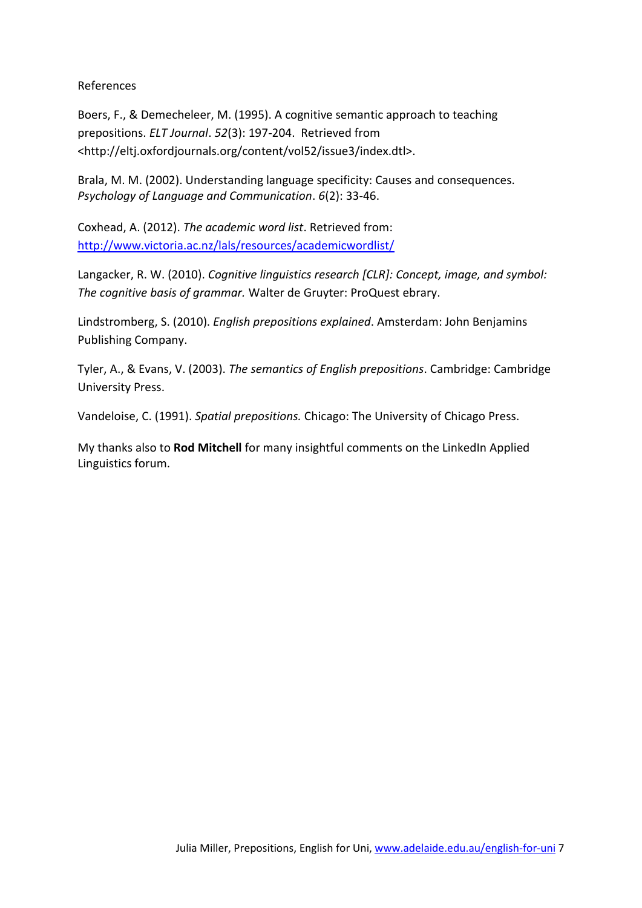References

Boers, F., & Demecheleer, M. (1995). A cognitive semantic approach to teaching prepositions. *ELT Journal*. *52*(3): 197-204. Retrieved from <http://eltj.oxfordjournals.org/content/vol52/issue3/index.dtl>.

Brala, M. M. (2002). Understanding language specificity: Causes and consequences. *Psychology of Language and Communication*. *6*(2): 33-46.

Coxhead, A. (2012). *The academic word list*. Retrieved from: [http://www.victoria.ac.nz/lals/resources/academicwordlist/](http://www.victoria.ac.nz/lals/resources/academicwordlist/)

Langacker, R. W. (2010). *Cognitive linguistics research [CLR]: Concept, image, and symbol: The cognitive basis of grammar.* Walter de Gruyter: ProQuest ebrary.

Lindstromberg, S. (2010). *English prepositions explained*. Amsterdam: John Benjamins Publishing Company.

Tyler, A., & Evans, V. (2003). *The semantics of English prepositions*. Cambridge: Cambridge University Press.

Vandeloise, C. (1991). *Spatial prepositions.* Chicago: The University of Chicago Press.

My thanks also to **Rod Mitchell** for many insightful comments on the LinkedIn Applied Linguistics forum.